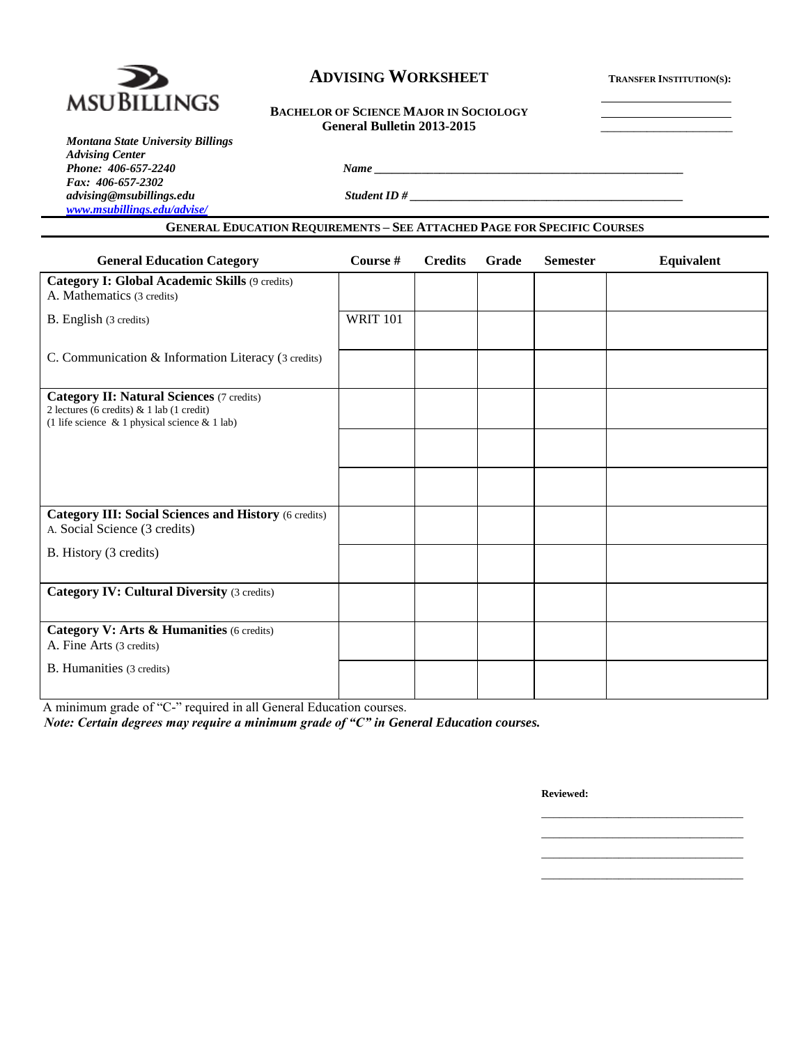MSU BILLINGS

# ADVISING WORKSHEET

**TRANSFER INSTITUTION(S):**

______________________

______________________

______________________

**BACHELOR OF SCIENCE MAJOR IN SOCIOLOGY**
**General Bulletin 2013-2015**

***Montana State University Billings***
***Advising Center***
***Phone: 406-657-2240***
***Fax: 406-657-2302***
***advising@msubillings.edu***
***www.msubillings.edu/advise/***

***Name*** ______________________________________________

***Student ID #*** ______________________________________________

## GENERAL EDUCATION REQUIREMENTS – SEE ATTACHED PAGE FOR SPECIFIC COURSES

| General Education Category | Course # | Credits | Grade | Semester | Equivalent |
|---|---|---|---|---|---|
| **Category I: Global Academic Skills** (9 credits)<br>A. Mathematics (3 credits) | | | | | |
| B. English (3 credits) | WRIT 101 | | | | |
| C. Communication & Information Literacy (3 credits) | | | | | |
| **Category II: Natural Sciences** (7 credits)<br>2 lectures (6 credits) & 1 lab (1 credit)<br>(1 life science & 1 physical science & 1 lab) | | | | | |
| | | | | | |
| | | | | | |
| **Category III: Social Sciences and History** (6 credits)<br>A. Social Science (3 credits) | | | | | |
| B. History (3 credits) | | | | | |
| **Category IV: Cultural Diversity** (3 credits) | | | | | |
| **Category V: Arts & Humanities** (6 credits)<br>A. Fine Arts (3 credits) | | | | | |
| B. Humanities (3 credits) | | | | | |

A minimum grade of "C-" required in all General Education courses.

***Note: Certain degrees may require a minimum grade of "C" in General Education courses.***

**Reviewed:**

______________________________

______________________________

______________________________

______________________________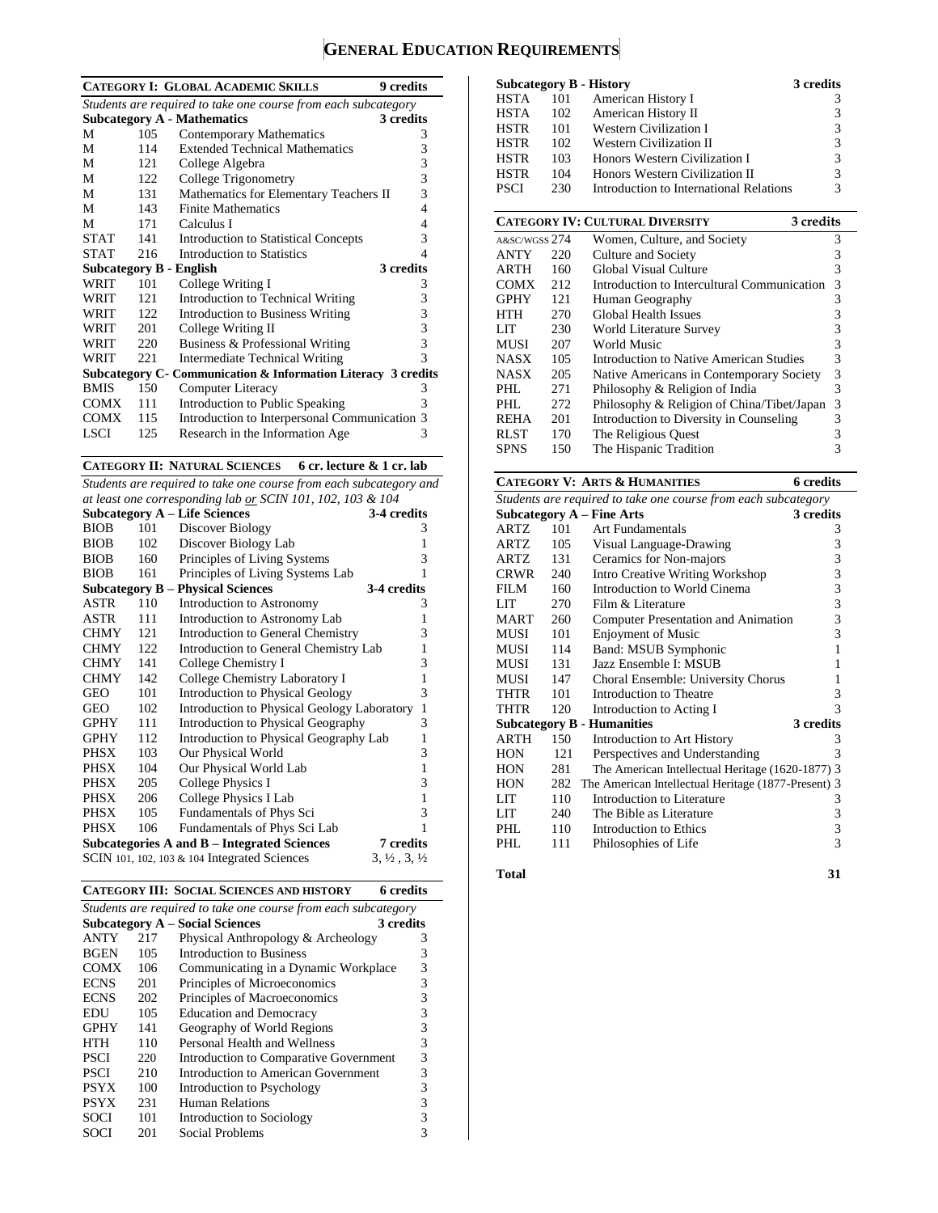# GENERAL EDUCATION REQUIREMENTS

## CATEGORY I: GLOBAL ACADEMIC SKILLS — 9 credits

*Students are required to take one course from each subcategory*

| | | | |
|---|---|---|---|
| **Subcategory A - Mathematics** | | | **3 credits** |
| M | 105 | Contemporary Mathematics | 3 |
| M | 114 | Extended Technical Mathematics | 3 |
| M | 121 | College Algebra | 3 |
| M | 122 | College Trigonometry | 3 |
| M | 131 | Mathematics for Elementary Teachers II | 3 |
| M | 143 | Finite Mathematics | 4 |
| M | 171 | Calculus I | 4 |
| STAT | 141 | Introduction to Statistical Concepts | 3 |
| STAT | 216 | Introduction to Statistics | 4 |
| **Subcategory B - English** | | | **3 credits** |
| WRIT | 101 | College Writing I | 3 |
| WRIT | 121 | Introduction to Technical Writing | 3 |
| WRIT | 122 | Introduction to Business Writing | 3 |
| WRIT | 201 | College Writing II | 3 |
| WRIT | 220 | Business & Professional Writing | 3 |
| WRIT | 221 | Intermediate Technical Writing | 3 |
| **Subcategory C- Communication & Information Literacy** | | | **3 credits** |
| BMIS | 150 | Computer Literacy | 3 |
| COMX | 111 | Introduction to Public Speaking | 3 |
| COMX | 115 | Introduction to Interpersonal Communication | 3 |
| LSCI | 125 | Research in the Information Age | 3 |

## CATEGORY II: NATURAL SCIENCES — 6 cr. lecture & 1 cr. lab

*Students are required to take one course from each subcategory and at least one corresponding lab or SCIN 101, 102, 103 & 104*

| | | | |
|---|---|---|---|
| **Subcategory A – Life Sciences** | | | **3-4 credits** |
| BIOB | 101 | Discover Biology | 3 |
| BIOB | 102 | Discover Biology Lab | 1 |
| BIOB | 160 | Principles of Living Systems | 3 |
| BIOB | 161 | Principles of Living Systems Lab | 1 |
| **Subcategory B – Physical Sciences** | | | **3-4 credits** |
| ASTR | 110 | Introduction to Astronomy | 3 |
| ASTR | 111 | Introduction to Astronomy Lab | 1 |
| CHMY | 121 | Introduction to General Chemistry | 3 |
| CHMY | 122 | Introduction to General Chemistry Lab | 1 |
| CHMY | 141 | College Chemistry I | 3 |
| CHMY | 142 | College Chemistry Laboratory I | 1 |
| GEO | 101 | Introduction to Physical Geology | 3 |
| GEO | 102 | Introduction to Physical Geology Laboratory | 1 |
| GPHY | 111 | Introduction to Physical Geography | 3 |
| GPHY | 112 | Introduction to Physical Geography Lab | 1 |
| PHSX | 103 | Our Physical World | 3 |
| PHSX | 104 | Our Physical World Lab | 1 |
| PHSX | 205 | College Physics I | 3 |
| PHSX | 206 | College Physics I Lab | 1 |
| PHSX | 105 | Fundamentals of Phys Sci | 3 |
| PHSX | 106 | Fundamentals of Phys Sci Lab | 1 |
| **Subcategories A and B – Integrated Sciences** | | | **7 credits** |
| SCIN | 101, 102, 103 & 104 | Integrated Sciences | 3, ½ , 3, ½ |

## CATEGORY III: SOCIAL SCIENCES AND HISTORY — 6 credits

*Students are required to take one course from each subcategory*

| | | | |
|---|---|---|---|
| **Subcategory A – Social Sciences** | | | **3 credits** |
| ANTY | 217 | Physical Anthropology & Archeology | 3 |
| BGEN | 105 | Introduction to Business | 3 |
| COMX | 106 | Communicating in a Dynamic Workplace | 3 |
| ECNS | 201 | Principles of Microeconomics | 3 |
| ECNS | 202 | Principles of Macroeconomics | 3 |
| EDU | 105 | Education and Democracy | 3 |
| GPHY | 141 | Geography of World Regions | 3 |
| HTH | 110 | Personal Health and Wellness | 3 |
| PSCI | 220 | Introduction to Comparative Government | 3 |
| PSCI | 210 | Introduction to American Government | 3 |
| PSYX | 100 | Introduction to Psychology | 3 |
| PSYX | 231 | Human Relations | 3 |
| SOCI | 101 | Introduction to Sociology | 3 |
| SOCI | 201 | Social Problems | 3 |
| **Subcategory B - History** | | | **3 credits** |
| HSTA | 101 | American History I | 3 |
| HSTA | 102 | American History II | 3 |
| HSTR | 101 | Western Civilization I | 3 |
| HSTR | 102 | Western Civilization II | 3 |
| HSTR | 103 | Honors Western Civilization I | 3 |
| HSTR | 104 | Honors Western Civilization II | 3 |
| PSCI | 230 | Introduction to International Relations | 3 |

## CATEGORY IV: CULTURAL DIVERSITY — 3 credits

| | | | |
|---|---|---|---|
| A&SC/WGSS | 274 | Women, Culture, and Society | 3 |
| ANTY | 220 | Culture and Society | 3 |
| ARTH | 160 | Global Visual Culture | 3 |
| COMX | 212 | Introduction to Intercultural Communication | 3 |
| GPHY | 121 | Human Geography | 3 |
| HTH | 270 | Global Health Issues | 3 |
| LIT | 230 | World Literature Survey | 3 |
| MUSI | 207 | World Music | 3 |
| NASX | 105 | Introduction to Native American Studies | 3 |
| NASX | 205 | Native Americans in Contemporary Society | 3 |
| PHL | 271 | Philosophy & Religion of India | 3 |
| PHL | 272 | Philosophy & Religion of China/Tibet/Japan | 3 |
| REHA | 201 | Introduction to Diversity in Counseling | 3 |
| RLST | 170 | The Religious Quest | 3 |
| SPNS | 150 | The Hispanic Tradition | 3 |

## CATEGORY V: ARTS & HUMANITIES — 6 credits

*Students are required to take one course from each subcategory*

| | | | |
|---|---|---|---|
| **Subcategory A – Fine Arts** | | | **3 credits** |
| ARTZ | 101 | Art Fundamentals | 3 |
| ARTZ | 105 | Visual Language-Drawing | 3 |
| ARTZ | 131 | Ceramics for Non-majors | 3 |
| CRWR | 240 | Intro Creative Writing Workshop | 3 |
| FILM | 160 | Introduction to World Cinema | 3 |
| LIT | 270 | Film & Literature | 3 |
| MART | 260 | Computer Presentation and Animation | 3 |
| MUSI | 101 | Enjoyment of Music | 3 |
| MUSI | 114 | Band: MSUB Symphonic | 1 |
| MUSI | 131 | Jazz Ensemble I: MSUB | 1 |
| MUSI | 147 | Choral Ensemble: University Chorus | 1 |
| THTR | 101 | Introduction to Theatre | 3 |
| THTR | 120 | Introduction to Acting I | 3 |
| **Subcategory B - Humanities** | | | **3 credits** |
| ARTH | 150 | Introduction to Art History | 3 |
| HON | 121 | Perspectives and Understanding | 3 |
| HON | 281 | The American Intellectual Heritage (1620-1877) | 3 |
| HON | 282 | The American Intellectual Heritage (1877-Present) | 3 |
| LIT | 110 | Introduction to Literature | 3 |
| LIT | 240 | The Bible as Literature | 3 |
| PHL | 110 | Introduction to Ethics | 3 |
| PHL | 111 | Philosophies of Life | 3 |

**Total** — **31**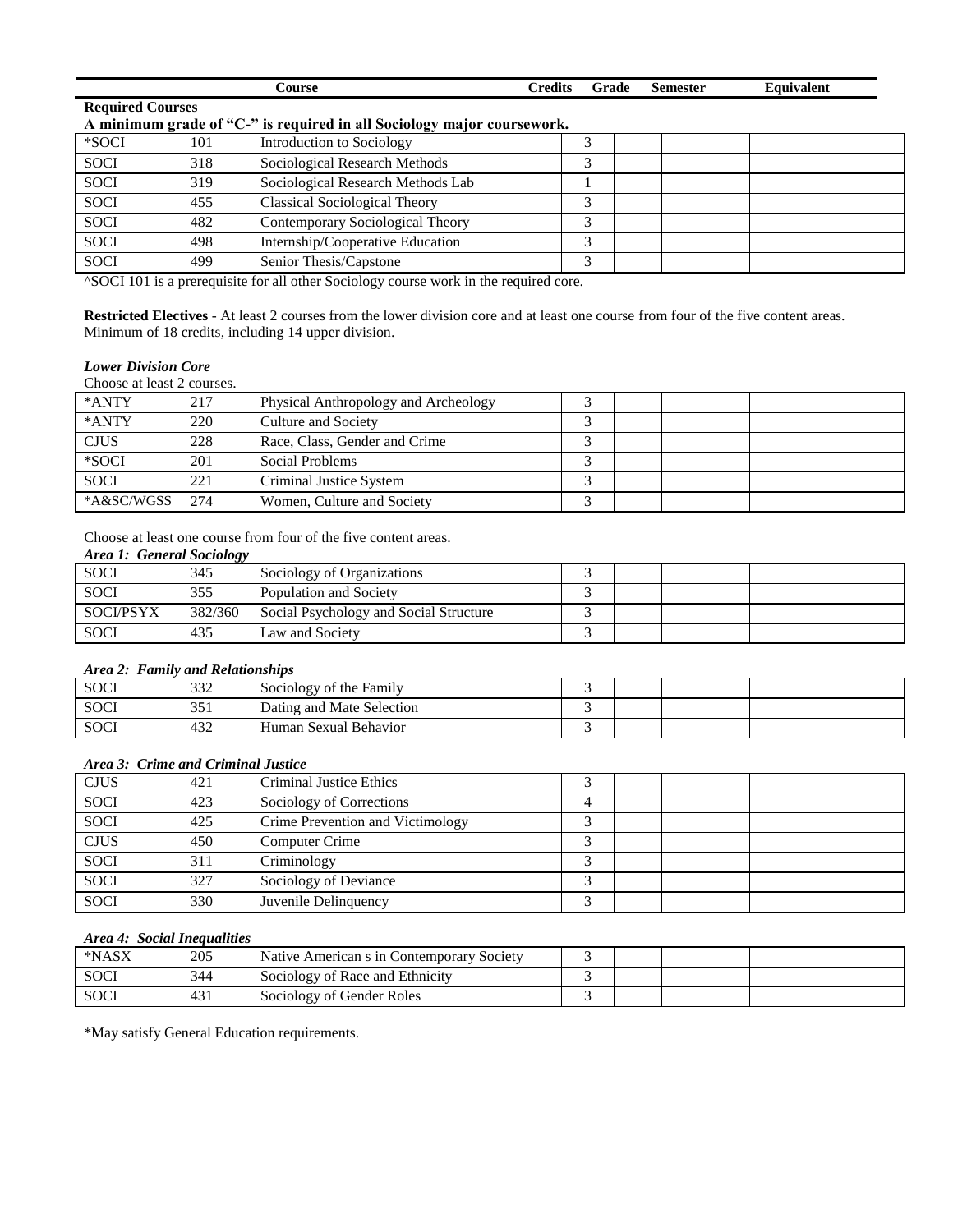| | | Course | Credits | Grade | Semester | Equivalent |
|---|---|---|---|---|---|---|

**Required Courses**

**A minimum grade of "C-" is required in all Sociology major coursework.**

| | | | | | | |
|---|---|---|---|---|---|---|
| *SOCI | 101 | Introduction to Sociology | 3 | | | |
| SOCI | 318 | Sociological Research Methods | 3 | | | |
| SOCI | 319 | Sociological Research Methods Lab | 1 | | | |
| SOCI | 455 | Classical Sociological Theory | 3 | | | |
| SOCI | 482 | Contemporary Sociological Theory | 3 | | | |
| SOCI | 498 | Internship/Cooperative Education | 3 | | | |
| SOCI | 499 | Senior Thesis/Capstone | 3 | | | |

^SOCI 101 is a prerequisite for all other Sociology course work in the required core.

**Restricted Electives** - At least 2 courses from the lower division core and at least one course from four of the five content areas. Minimum of 18 credits, including 14 upper division.

***Lower Division Core***

Choose at least 2 courses.

| | | | | | | |
|---|---|---|---|---|---|---|
| *ANTY | 217 | Physical Anthropology and Archeology | 3 | | | |
| *ANTY | 220 | Culture and Society | 3 | | | |
| CJUS | 228 | Race, Class, Gender and Crime | 3 | | | |
| *SOCI | 201 | Social Problems | 3 | | | |
| SOCI | 221 | Criminal Justice System | 3 | | | |
| *A&SC/WGSS | 274 | Women, Culture and Society | 3 | | | |

Choose at least one course from four of the five content areas.

***Area 1: General Sociology***

| | | | | | | |
|---|---|---|---|---|---|---|
| SOCI | 345 | Sociology of Organizations | 3 | | | |
| SOCI | 355 | Population and Society | 3 | | | |
| SOCI/PSYX | 382/360 | Social Psychology and Social Structure | 3 | | | |
| SOCI | 435 | Law and Society | 3 | | | |

***Area 2: Family and Relationships***

| | | | | | | |
|---|---|---|---|---|---|---|
| SOCI | 332 | Sociology of the Family | 3 | | | |
| SOCI | 351 | Dating and Mate Selection | 3 | | | |
| SOCI | 432 | Human Sexual Behavior | 3 | | | |

***Area 3: Crime and Criminal Justice***

| | | | | | | |
|---|---|---|---|---|---|---|
| CJUS | 421 | Criminal Justice Ethics | 3 | | | |
| SOCI | 423 | Sociology of Corrections | 4 | | | |
| SOCI | 425 | Crime Prevention and Victimology | 3 | | | |
| CJUS | 450 | Computer Crime | 3 | | | |
| SOCI | 311 | Criminology | 3 | | | |
| SOCI | 327 | Sociology of Deviance | 3 | | | |
| SOCI | 330 | Juvenile Delinquency | 3 | | | |

***Area 4: Social Inequalities***

| | | | | | | |
|---|---|---|---|---|---|---|
| *NASX | 205 | Native American s in Contemporary Society | 3 | | | |
| SOCI | 344 | Sociology of Race and Ethnicity | 3 | | | |
| SOCI | 431 | Sociology of Gender Roles | 3 | | | |

*May satisfy General Education requirements.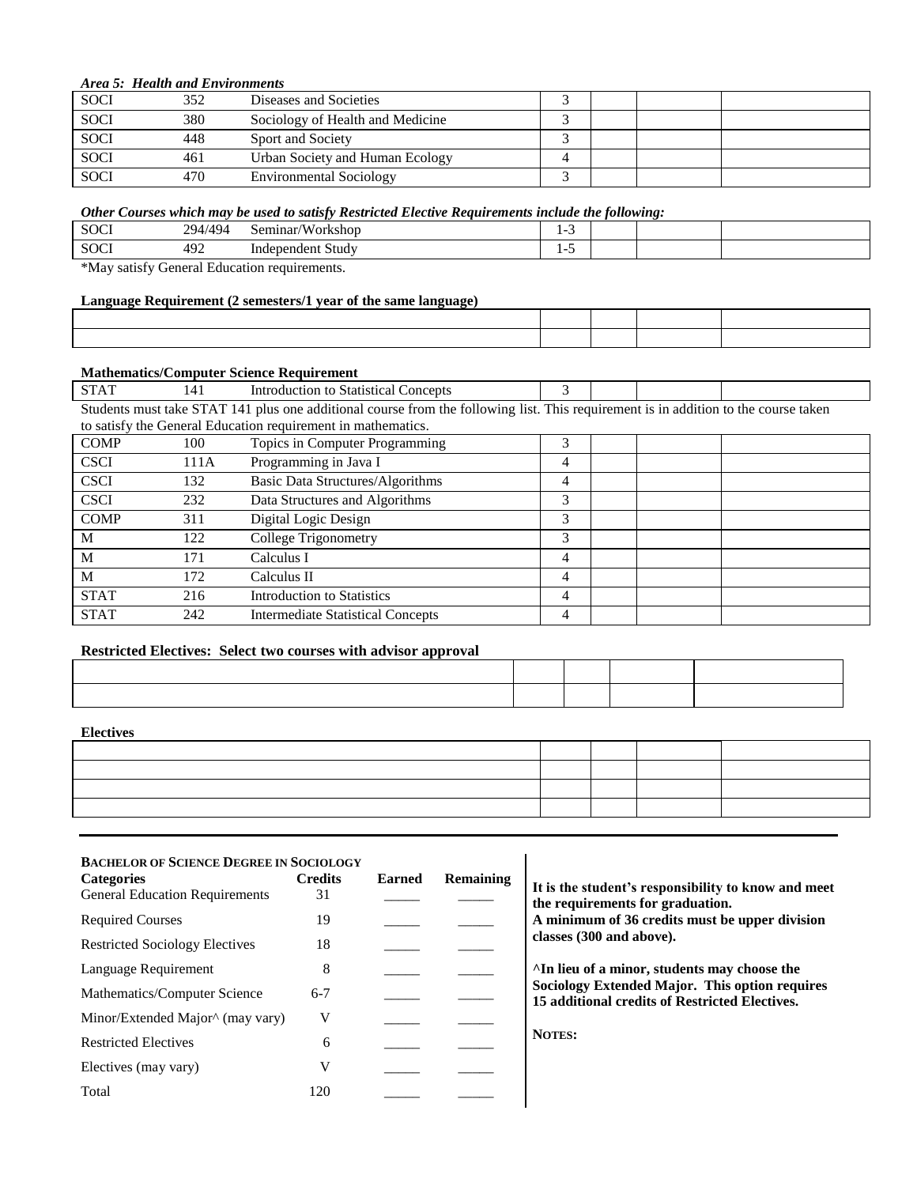*Area 5: Health and Environments*

| | | | | | | |
|---|---|---|---|---|---|---|
| SOCI | 352 | Diseases and Societies | 3 | | | |
| SOCI | 380 | Sociology of Health and Medicine | 3 | | | |
| SOCI | 448 | Sport and Society | 3 | | | |
| SOCI | 461 | Urban Society and Human Ecology | 4 | | | |
| SOCI | 470 | Environmental Sociology | 3 | | | |

***Other Courses which may be used to satisfy Restricted Elective Requirements include the following:***

| | | | | | | |
|---|---|---|---|---|---|---|
| SOCI | 294/494 | Seminar/Workshop | 1-3 | | | |
| SOCI | 492 | Independent Study | 1-5 | | | |

*May satisfy General Education requirements.

**Language Requirement (2 semesters/1 year of the same language)**

| | | | | |
|---|---|---|---|---|
| | | | | |
| | | | | |

**Mathematics/Computer Science Requirement**

| | | | | | | |
|---|---|---|---|---|---|---|
| STAT | 141 | Introduction to Statistical Concepts | 3 | | | |

Students must take STAT 141 plus one additional course from the following list. This requirement is in addition to the course taken to satisfy the General Education requirement in mathematics.

| | | | | | | |
|---|---|---|---|---|---|---|
| COMP | 100 | Topics in Computer Programming | 3 | | | |
| CSCI | 111A | Programming in Java I | 4 | | | |
| CSCI | 132 | Basic Data Structures/Algorithms | 4 | | | |
| CSCI | 232 | Data Structures and Algorithms | 3 | | | |
| COMP | 311 | Digital Logic Design | 3 | | | |
| M | 122 | College Trigonometry | 3 | | | |
| M | 171 | Calculus I | 4 | | | |
| M | 172 | Calculus II | 4 | | | |
| STAT | 216 | Introduction to Statistics | 4 | | | |
| STAT | 242 | Intermediate Statistical Concepts | 4 | | | |

**Restricted Electives: Select two courses with advisor approval**

| | | | | |
|---|---|---|---|---|
| | | | | |
| | | | | |

**Electives**

| | | | | |
|---|---|---|---|---|
| | | | | |
| | | | | |
| | | | | |
| | | | | |

**BACHELOR OF SCIENCE DEGREE IN SOCIOLOGY**

| Categories | Credits | Earned | Remaining |
|---|---|---|---|
| General Education Requirements | 31 | _____ | _____ |
| Required Courses | 19 | _____ | _____ |
| Restricted Sociology Electives | 18 | _____ | _____ |
| Language Requirement | 8 | _____ | _____ |
| Mathematics/Computer Science | 6-7 | _____ | _____ |
| Minor/Extended Major^ (may vary) | V | _____ | _____ |
| Restricted Electives | 6 | _____ | _____ |
| Electives (may vary) | V | _____ | _____ |
| Total | 120 | _____ | _____ |

**It is the student's responsibility to know and meet the requirements for graduation.**
**A minimum of 36 credits must be upper division classes (300 and above).**

**^In lieu of a minor, students may choose the Sociology Extended Major. This option requires 15 additional credits of Restricted Electives.**

**NOTES:**